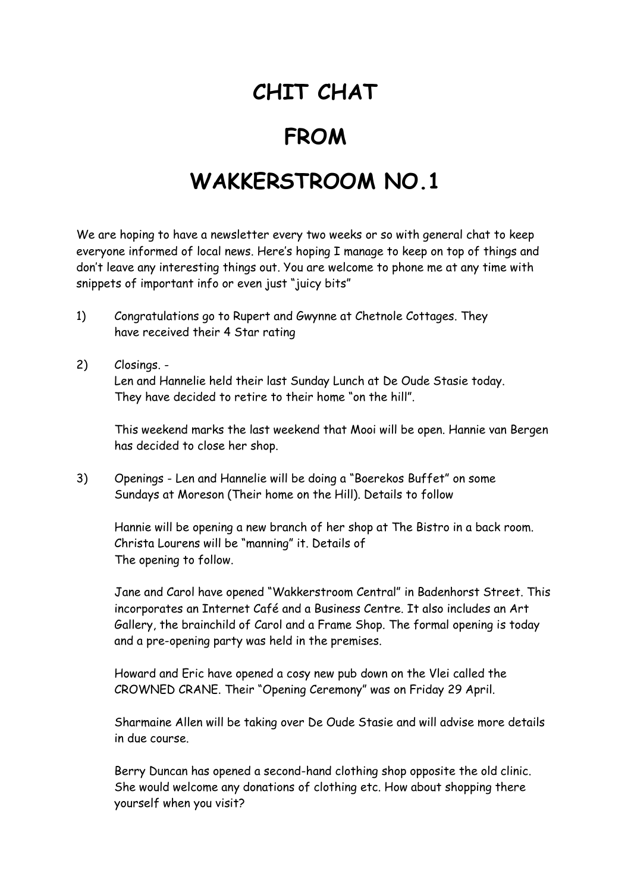# CHIT CHAT

# FROM

# WAKKERSTROOM NO.1

We are hoping to have a newsletter every two weeks or so with general chat to keep everyone informed of local news. Here's hoping I manage to keep on top of things and don't leave any interesting things out. You are welcome to phone me at any time with snippets of important info or even just "juicy bits"

1) Congratulations go to Rupert and Gwynne at Chetnole Cottages. They have received their 4 Star rating

2) Closings. -
   Len and Hannelie held their last Sunday Lunch at De Oude Stasie today. They have decided to retire to their home "on the hill".

   This weekend marks the last weekend that Mooi will be open. Hannie van Bergen has decided to close her shop.

3) Openings - Len and Hannelie will be doing a "Boerekos Buffet" on some Sundays at Moreson (Their home on the Hill). Details to follow

   Hannie will be opening a new branch of her shop at The Bistro in a back room. Christa Lourens will be "manning" it. Details of The opening to follow.

   Jane and Carol have opened "Wakkerstroom Central" in Badenhorst Street. This incorporates an Internet Café and a Business Centre. It also includes an Art Gallery, the brainchild of Carol and a Frame Shop. The formal opening is today and a pre-opening party was held in the premises.

   Howard and Eric have opened a cosy new pub down on the Vlei called the CROWNED CRANE. Their "Opening Ceremony" was on Friday 29 April.

   Sharmaine Allen will be taking over De Oude Stasie and will advise more details in due course.

   Berry Duncan has opened a second-hand clothing shop opposite the old clinic. She would welcome any donations of clothing etc. How about shopping there yourself when you visit?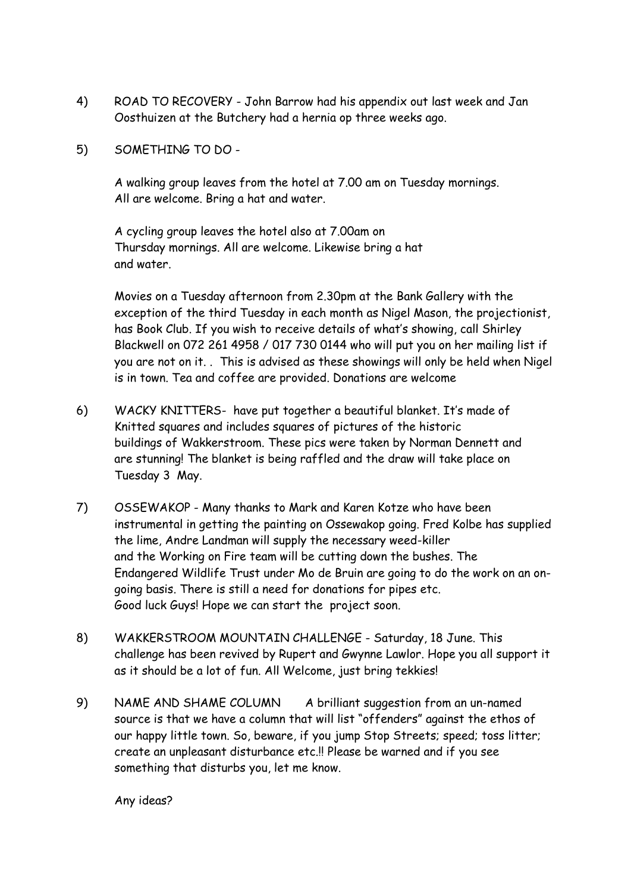4) ROAD TO RECOVERY - John Barrow had his appendix out last week and Jan Oosthuizen at the Butchery had a hernia op three weeks ago.

5) SOMETHING TO DO -

   A walking group leaves from the hotel at 7.00 am on Tuesday mornings. All are welcome. Bring a hat and water.

   A cycling group leaves the hotel also at 7.00am on Thursday mornings. All are welcome. Likewise bring a hat and water.

   Movies on a Tuesday afternoon from 2.30pm at the Bank Gallery with the exception of the third Tuesday in each month as Nigel Mason, the projectionist, has Book Club. If you wish to receive details of what's showing, call Shirley Blackwell on 072 261 4958 / 017 730 0144 who will put you on her mailing list if you are not on it. . This is advised as these showings will only be held when Nigel is in town. Tea and coffee are provided. Donations are welcome

6) WACKY KNITTERS- have put together a beautiful blanket. It's made of Knitted squares and includes squares of pictures of the historic buildings of Wakkerstroom. These pics were taken by Norman Dennett and are stunning! The blanket is being raffled and the draw will take place on Tuesday 3 May.

7) OSSEWAKOP - Many thanks to Mark and Karen Kotze who have been instrumental in getting the painting on Ossewakop going. Fred Kolbe has supplied the lime, Andre Landman will supply the necessary weed-killer and the Working on Fire team will be cutting down the bushes. The Endangered Wildlife Trust under Mo de Bruin are going to do the work on an on-going basis. There is still a need for donations for pipes etc. Good luck Guys! Hope we can start the project soon.

8) WAKKERSTROOM MOUNTAIN CHALLENGE - Saturday, 18 June. This challenge has been revived by Rupert and Gwynne Lawlor. Hope you all support it as it should be a lot of fun. All Welcome, just bring tekkies!

9) NAME AND SHAME COLUMN A brilliant suggestion from an un-named source is that we have a column that will list "offenders" against the ethos of our happy little town. So, beware, if you jump Stop Streets; speed; toss litter; create an unpleasant disturbance etc.!! Please be warned and if you see something that disturbs you, let me know.

   Any ideas?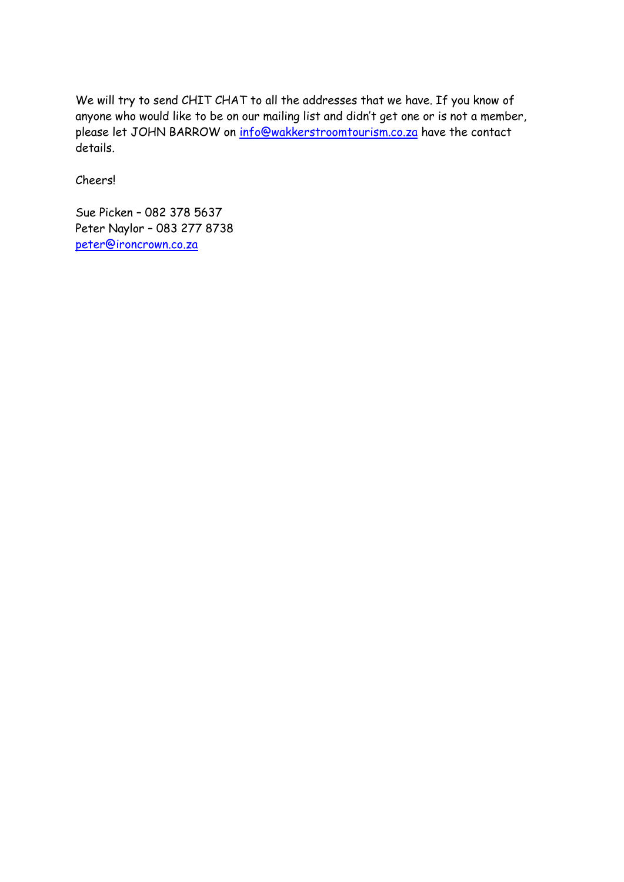We will try to send CHIT CHAT to all the addresses that we have. If you know of anyone who would like to be on our mailing list and didn't get one or is not a member, please let JOHN BARROW on info@wakkerstroomtourism.co.za have the contact details.

Cheers!

Sue Picken – 082 378 5637  
Peter Naylor – 083 277 8738  
peter@ironcrown.co.za